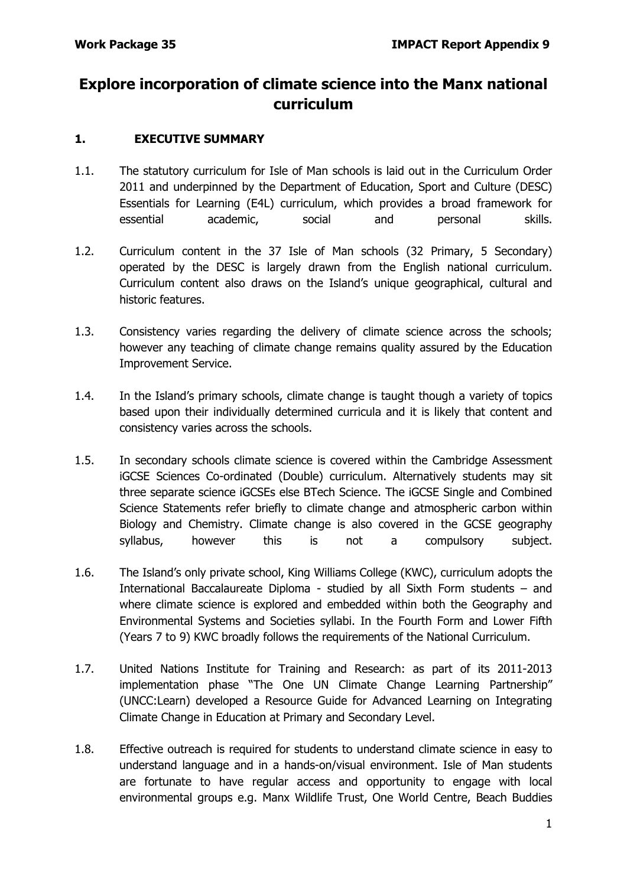# Explore incorporation of climate science into the Manx national curriculum

## 1. EXECUTIVE SUMMARY

1.1. The statutory curriculum for Isle of Man schools is laid out in the Curriculum Order 2011 and underpinned by the Department of Education, Sport and Culture (DESC) Essentials for Learning (E4L) curriculum, which provides a broad framework for essential academic, social and personal skills.

1.2. Curriculum content in the 37 Isle of Man schools (32 Primary, 5 Secondary) operated by the DESC is largely drawn from the English national curriculum. Curriculum content also draws on the Island's unique geographical, cultural and historic features.

1.3. Consistency varies regarding the delivery of climate science across the schools; however any teaching of climate change remains quality assured by the Education Improvement Service.

1.4. In the Island's primary schools, climate change is taught though a variety of topics based upon their individually determined curricula and it is likely that content and consistency varies across the schools.

1.5. In secondary schools climate science is covered within the Cambridge Assessment iGCSE Sciences Co-ordinated (Double) curriculum. Alternatively students may sit three separate science iGCSEs else BTech Science. The iGCSE Single and Combined Science Statements refer briefly to climate change and atmospheric carbon within Biology and Chemistry. Climate change is also covered in the GCSE geography syllabus, however this is not a compulsory subject.

1.6. The Island's only private school, King Williams College (KWC), curriculum adopts the International Baccalaureate Diploma - studied by all Sixth Form students – and where climate science is explored and embedded within both the Geography and Environmental Systems and Societies syllabi. In the Fourth Form and Lower Fifth (Years 7 to 9) KWC broadly follows the requirements of the National Curriculum.

1.7. United Nations Institute for Training and Research: as part of its 2011-2013 implementation phase "The One UN Climate Change Learning Partnership" (UNCC:Learn) developed a Resource Guide for Advanced Learning on Integrating Climate Change in Education at Primary and Secondary Level.

1.8. Effective outreach is required for students to understand climate science in easy to understand language and in a hands-on/visual environment. Isle of Man students are fortunate to have regular access and opportunity to engage with local environmental groups e.g. Manx Wildlife Trust, One World Centre, Beach Buddies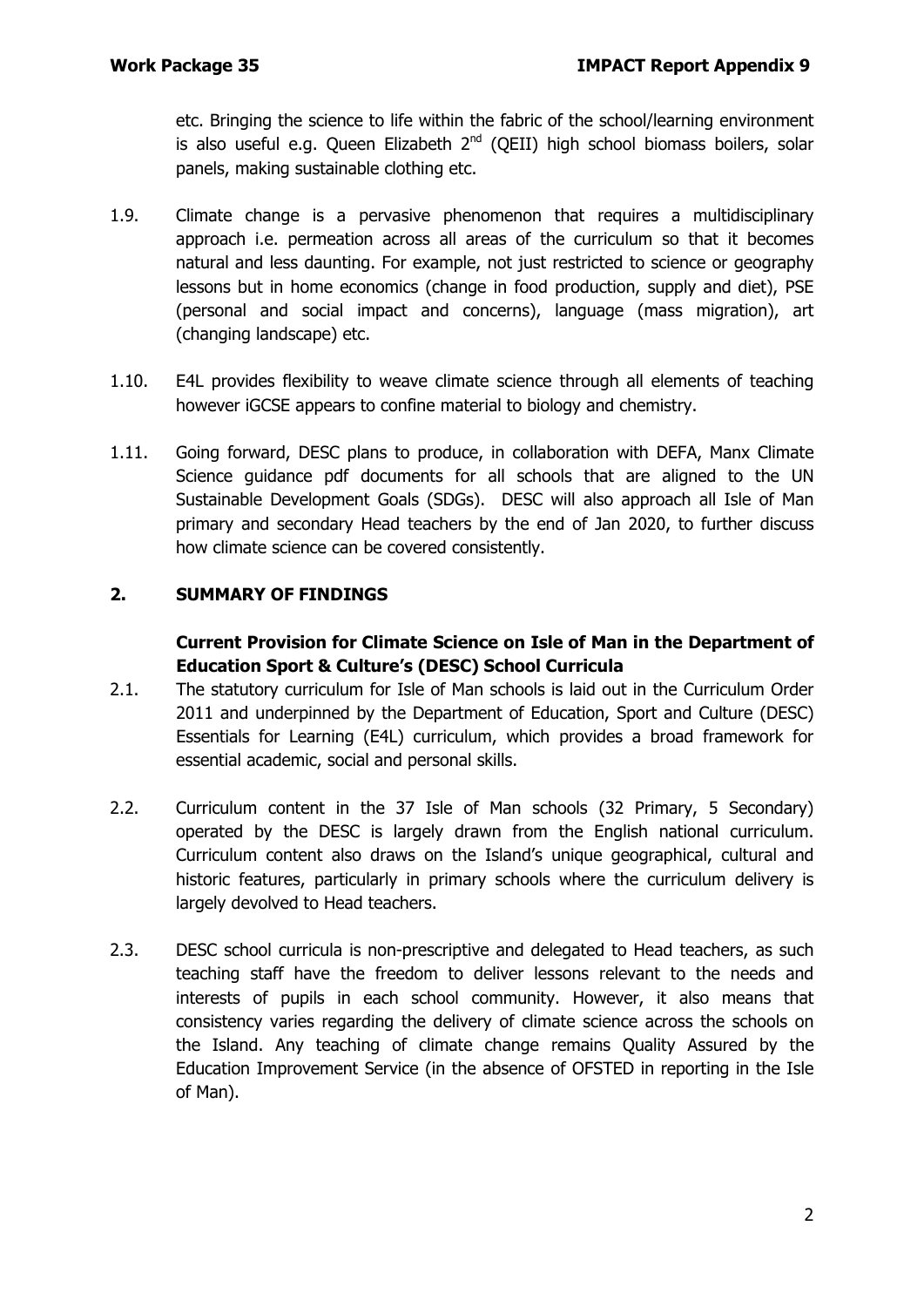etc. Bringing the science to life within the fabric of the school/learning environment is also useful e.g. Queen Elizabeth 2nd (QEII) high school biomass boilers, solar panels, making sustainable clothing etc.

1.9. Climate change is a pervasive phenomenon that requires a multidisciplinary approach i.e. permeation across all areas of the curriculum so that it becomes natural and less daunting. For example, not just restricted to science or geography lessons but in home economics (change in food production, supply and diet), PSE (personal and social impact and concerns), language (mass migration), art (changing landscape) etc.

1.10. E4L provides flexibility to weave climate science through all elements of teaching however iGCSE appears to confine material to biology and chemistry.

1.11. Going forward, DESC plans to produce, in collaboration with DEFA, Manx Climate Science guidance pdf documents for all schools that are aligned to the UN Sustainable Development Goals (SDGs). DESC will also approach all Isle of Man primary and secondary Head teachers by the end of Jan 2020, to further discuss how climate science can be covered consistently.

## 2. SUMMARY OF FINDINGS

### Current Provision for Climate Science on Isle of Man in the Department of Education Sport & Culture's (DESC) School Curricula

2.1. The statutory curriculum for Isle of Man schools is laid out in the Curriculum Order 2011 and underpinned by the Department of Education, Sport and Culture (DESC) Essentials for Learning (E4L) curriculum, which provides a broad framework for essential academic, social and personal skills.

2.2. Curriculum content in the 37 Isle of Man schools (32 Primary, 5 Secondary) operated by the DESC is largely drawn from the English national curriculum. Curriculum content also draws on the Island's unique geographical, cultural and historic features, particularly in primary schools where the curriculum delivery is largely devolved to Head teachers.

2.3. DESC school curricula is non-prescriptive and delegated to Head teachers, as such teaching staff have the freedom to deliver lessons relevant to the needs and interests of pupils in each school community. However, it also means that consistency varies regarding the delivery of climate science across the schools on the Island. Any teaching of climate change remains Quality Assured by the Education Improvement Service (in the absence of OFSTED in reporting in the Isle of Man).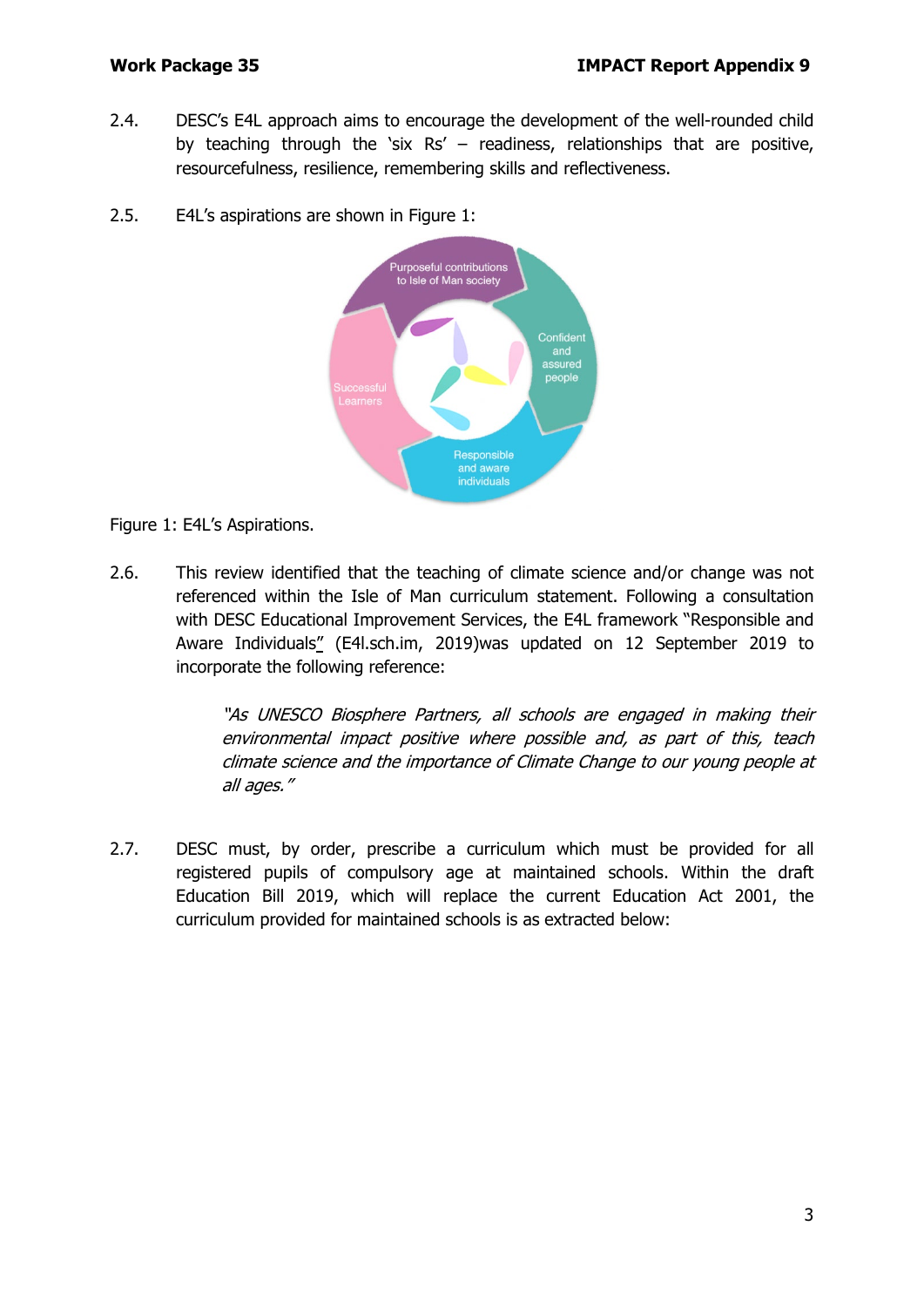2.4. DESC's E4L approach aims to encourage the development of the well-rounded child by teaching through the 'six Rs' – readiness, relationships that are positive, resourcefulness, resilience, remembering skills and reflectiveness.

2.5. E4L's aspirations are shown in Figure 1:

Purposeful contributions to Isle of Man society

Confident and assured people

Responsible and aware individuals

Successful Learners

Figure 1: E4L's Aspirations.

2.6. This review identified that the teaching of climate science and/or change was not referenced within the Isle of Man curriculum statement. Following a consultation with DESC Educational Improvement Services, the E4L framework "Responsible and Aware Individuals" (E4l.sch.im, 2019)was updated on 12 September 2019 to incorporate the following reference:

> *"As UNESCO Biosphere Partners, all schools are engaged in making their environmental impact positive where possible and, as part of this, teach climate science and the importance of Climate Change to our young people at all ages."*

2.7. DESC must, by order, prescribe a curriculum which must be provided for all registered pupils of compulsory age at maintained schools. Within the draft Education Bill 2019, which will replace the current Education Act 2001, the curriculum provided for maintained schools is as extracted below: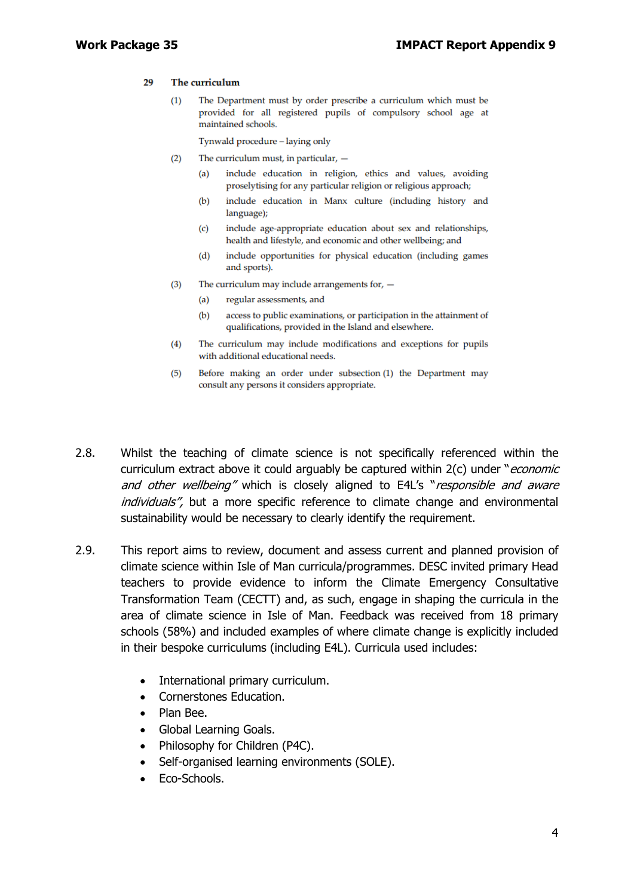**29 The curriculum**

(1) The Department must by order prescribe a curriculum which must be provided for all registered pupils of compulsory school age at maintained schools.

Tynwald procedure – laying only

(2) The curriculum must, in particular, —

(a) include education in religion, ethics and values, avoiding proselytising for any particular religion or religious approach;

(b) include education in Manx culture (including history and language);

(c) include age-appropriate education about sex and relationships, health and lifestyle, and economic and other wellbeing; and

(d) include opportunities for physical education (including games and sports).

(3) The curriculum may include arrangements for, —

(a) regular assessments, and

(b) access to public examinations, or participation in the attainment of qualifications, provided in the Island and elsewhere.

(4) The curriculum may include modifications and exceptions for pupils with additional educational needs.

(5) Before making an order under subsection (1) the Department may consult any persons it considers appropriate.

2.8. Whilst the teaching of climate science is not specifically referenced within the curriculum extract above it could arguably be captured within 2(c) under "*economic and other wellbeing"* which is closely aligned to E4L's "*responsible and aware individuals",* but a more specific reference to climate change and environmental sustainability would be necessary to clearly identify the requirement.

2.9. This report aims to review, document and assess current and planned provision of climate science within Isle of Man curricula/programmes. DESC invited primary Head teachers to provide evidence to inform the Climate Emergency Consultative Transformation Team (CECTT) and, as such, engage in shaping the curricula in the area of climate science in Isle of Man. Feedback was received from 18 primary schools (58%) and included examples of where climate change is explicitly included in their bespoke curriculums (including E4L). Curricula used includes:

- International primary curriculum.
- Cornerstones Education.
- Plan Bee.
- Global Learning Goals.
- Philosophy for Children (P4C).
- Self-organised learning environments (SOLE).
- Eco-Schools.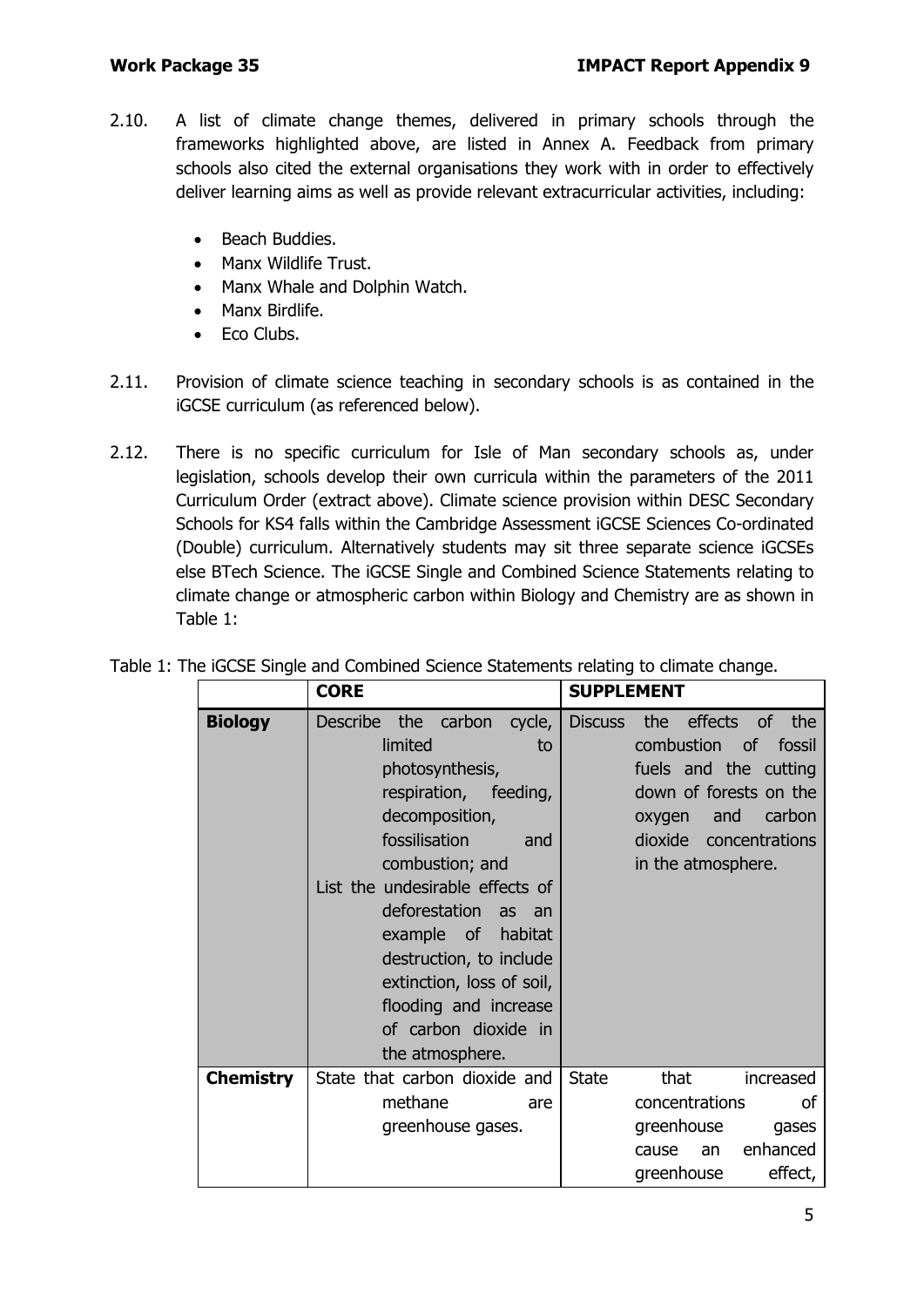2.10. A list of climate change themes, delivered in primary schools through the frameworks highlighted above, are listed in Annex A. Feedback from primary schools also cited the external organisations they work with in order to effectively deliver learning aims as well as provide relevant extracurricular activities, including:

- Beach Buddies.
- Manx Wildlife Trust.
- Manx Whale and Dolphin Watch.
- Manx Birdlife.
- Eco Clubs.

2.11. Provision of climate science teaching in secondary schools is as contained in the iGCSE curriculum (as referenced below).

2.12. There is no specific curriculum for Isle of Man secondary schools as, under legislation, schools develop their own curricula within the parameters of the 2011 Curriculum Order (extract above). Climate science provision within DESC Secondary Schools for KS4 falls within the Cambridge Assessment iGCSE Sciences Co-ordinated (Double) curriculum. Alternatively students may sit three separate science iGCSEs else BTech Science. The iGCSE Single and Combined Science Statements relating to climate change or atmospheric carbon within Biology and Chemistry are as shown in Table 1:

Table 1: The iGCSE Single and Combined Science Statements relating to climate change.

| | **CORE** | **SUPPLEMENT** |
|---|---|---|
| **Biology** | Describe the carbon cycle, limited to photosynthesis, respiration, feeding, decomposition, fossilisation and combustion; and<br>List the undesirable effects of deforestation as an example of habitat destruction, to include extinction, loss of soil, flooding and increase of carbon dioxide in the atmosphere. | Discuss the effects of the combustion of fossil fuels and the cutting down of forests on the oxygen and carbon dioxide concentrations in the atmosphere. |
| **Chemistry** | State that carbon dioxide and methane are greenhouse gases. | State that increased concentrations of greenhouse gases cause an enhanced greenhouse effect, |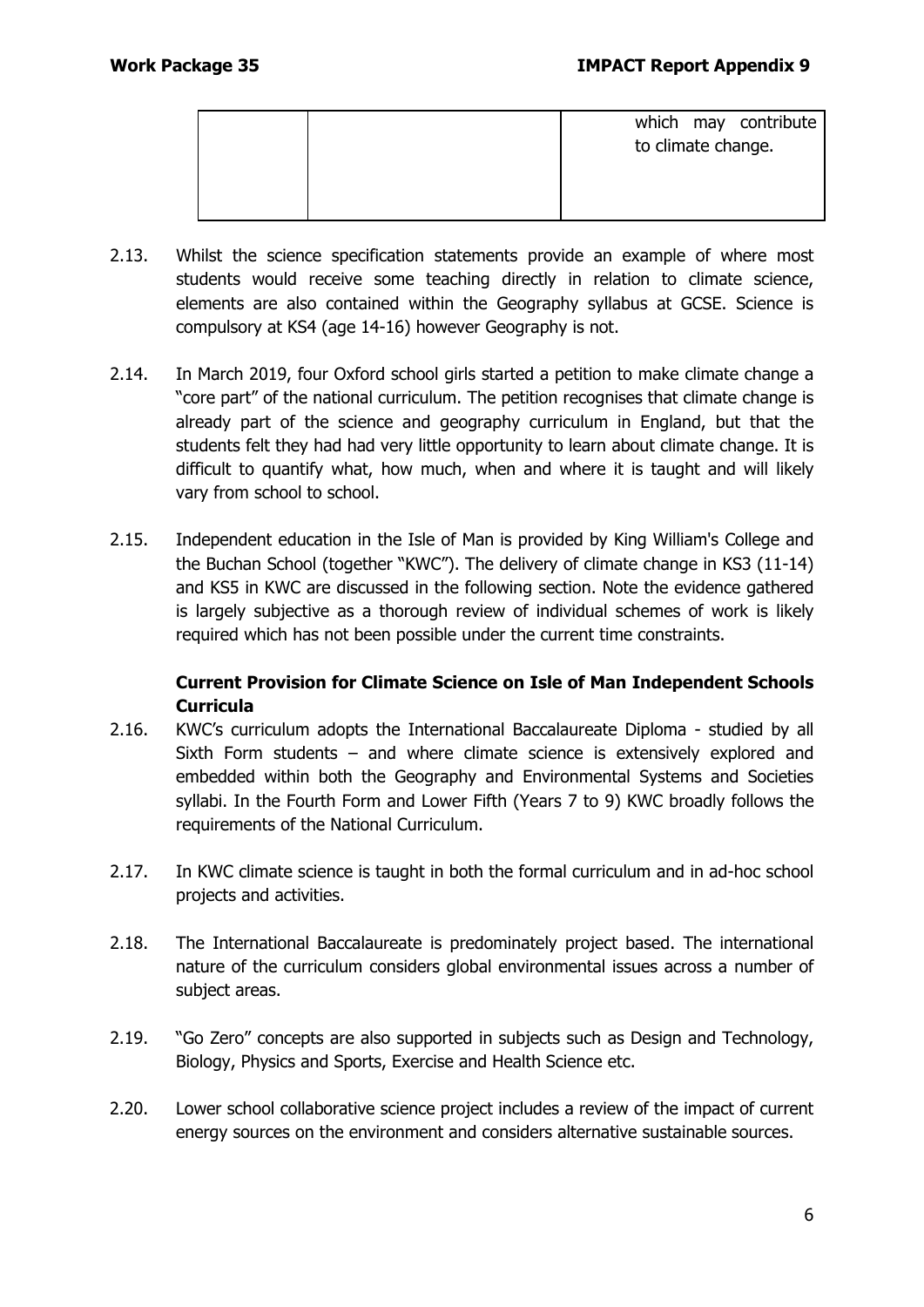|  |  | which may contribute to climate change. |
|---|---|---|

2.13. Whilst the science specification statements provide an example of where most students would receive some teaching directly in relation to climate science, elements are also contained within the Geography syllabus at GCSE. Science is compulsory at KS4 (age 14-16) however Geography is not.

2.14. In March 2019, four Oxford school girls started a petition to make climate change a "core part" of the national curriculum. The petition recognises that climate change is already part of the science and geography curriculum in England, but that the students felt they had had very little opportunity to learn about climate change. It is difficult to quantify what, how much, when and where it is taught and will likely vary from school to school.

2.15. Independent education in the Isle of Man is provided by King William's College and the Buchan School (together "KWC"). The delivery of climate change in KS3 (11-14) and KS5 in KWC are discussed in the following section. Note the evidence gathered is largely subjective as a thorough review of individual schemes of work is likely required which has not been possible under the current time constraints.

### Current Provision for Climate Science on Isle of Man Independent Schools Curricula

2.16. KWC's curriculum adopts the International Baccalaureate Diploma - studied by all Sixth Form students – and where climate science is extensively explored and embedded within both the Geography and Environmental Systems and Societies syllabi. In the Fourth Form and Lower Fifth (Years 7 to 9) KWC broadly follows the requirements of the National Curriculum.

2.17. In KWC climate science is taught in both the formal curriculum and in ad-hoc school projects and activities.

2.18. The International Baccalaureate is predominately project based. The international nature of the curriculum considers global environmental issues across a number of subject areas.

2.19. "Go Zero" concepts are also supported in subjects such as Design and Technology, Biology, Physics and Sports, Exercise and Health Science etc.

2.20. Lower school collaborative science project includes a review of the impact of current energy sources on the environment and considers alternative sustainable sources.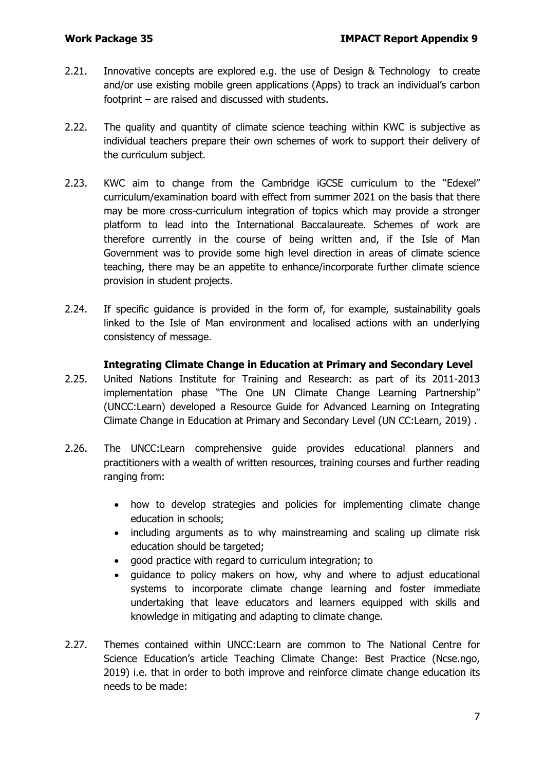2.21. Innovative concepts are explored e.g. the use of Design & Technology to create and/or use existing mobile green applications (Apps) to track an individual's carbon footprint – are raised and discussed with students.

2.22. The quality and quantity of climate science teaching within KWC is subjective as individual teachers prepare their own schemes of work to support their delivery of the curriculum subject.

2.23. KWC aim to change from the Cambridge iGCSE curriculum to the "Edexel" curriculum/examination board with effect from summer 2021 on the basis that there may be more cross-curriculum integration of topics which may provide a stronger platform to lead into the International Baccalaureate. Schemes of work are therefore currently in the course of being written and, if the Isle of Man Government was to provide some high level direction in areas of climate science teaching, there may be an appetite to enhance/incorporate further climate science provision in student projects.

2.24. If specific guidance is provided in the form of, for example, sustainability goals linked to the Isle of Man environment and localised actions with an underlying consistency of message.

**Integrating Climate Change in Education at Primary and Secondary Level**

2.25. United Nations Institute for Training and Research: as part of its 2011-2013 implementation phase "The One UN Climate Change Learning Partnership" (UNCC:Learn) developed a Resource Guide for Advanced Learning on Integrating Climate Change in Education at Primary and Secondary Level (UN CC:Learn, 2019) .

2.26. The UNCC:Learn comprehensive guide provides educational planners and practitioners with a wealth of written resources, training courses and further reading ranging from:

- how to develop strategies and policies for implementing climate change education in schools;
- including arguments as to why mainstreaming and scaling up climate risk education should be targeted;
- good practice with regard to curriculum integration; to
- guidance to policy makers on how, why and where to adjust educational systems to incorporate climate change learning and foster immediate undertaking that leave educators and learners equipped with skills and knowledge in mitigating and adapting to climate change.

2.27. Themes contained within UNCC:Learn are common to The National Centre for Science Education's article Teaching Climate Change: Best Practice (Ncse.ngo, 2019) i.e. that in order to both improve and reinforce climate change education its needs to be made: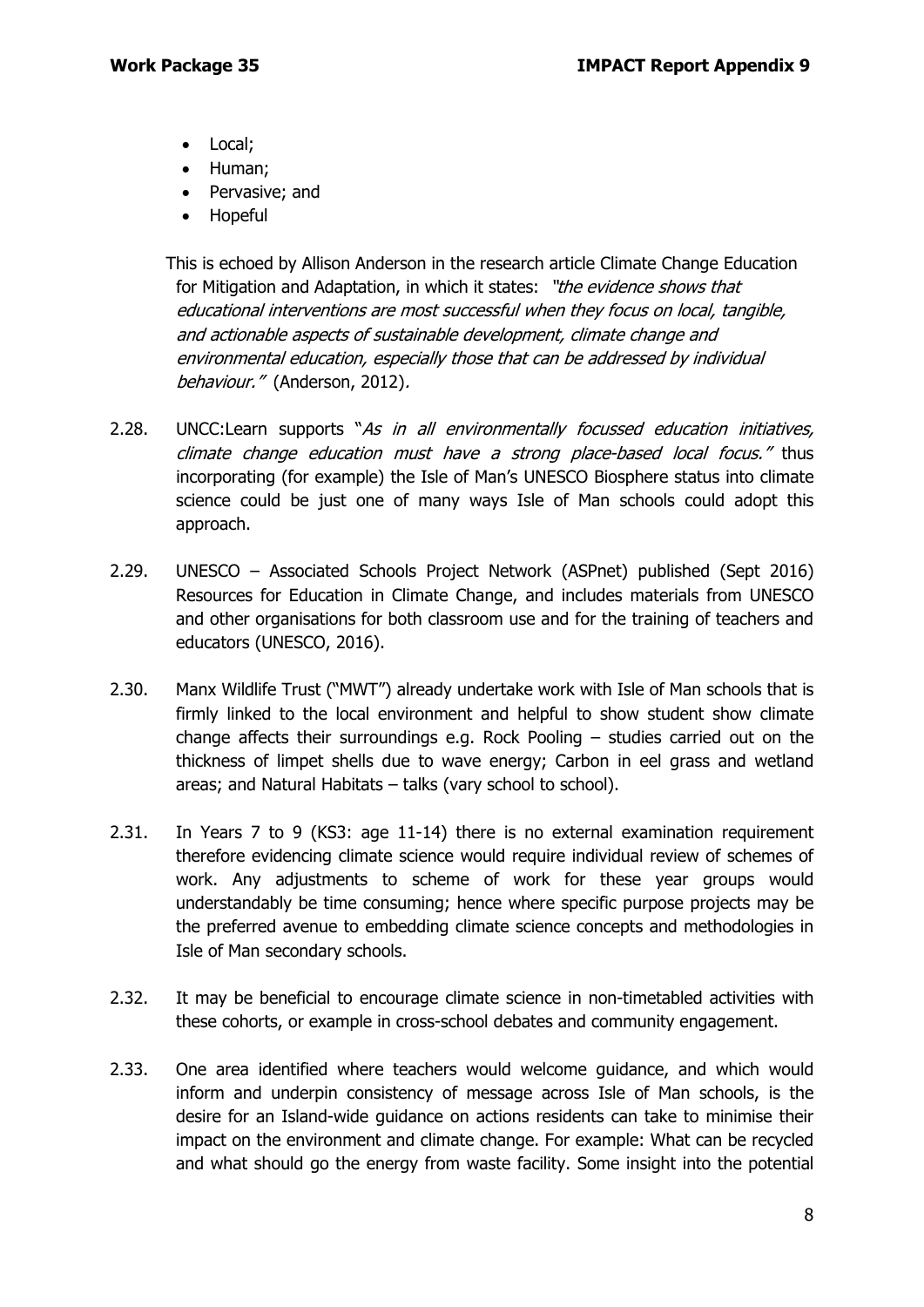- Local;
- Human;
- Pervasive; and
- Hopeful

This is echoed by Allison Anderson in the research article Climate Change Education for Mitigation and Adaptation, in which it states: *"the evidence shows that educational interventions are most successful when they focus on local, tangible, and actionable aspects of sustainable development, climate change and environmental education, especially those that can be addressed by individual behaviour."* (Anderson, 2012).

2.28. UNCC:Learn supports "*As in all environmentally focussed education initiatives, climate change education must have a strong place-based local focus."* thus incorporating (for example) the Isle of Man's UNESCO Biosphere status into climate science could be just one of many ways Isle of Man schools could adopt this approach.

2.29. UNESCO – Associated Schools Project Network (ASPnet) published (Sept 2016) Resources for Education in Climate Change, and includes materials from UNESCO and other organisations for both classroom use and for the training of teachers and educators (UNESCO, 2016).

2.30. Manx Wildlife Trust ("MWT") already undertake work with Isle of Man schools that is firmly linked to the local environment and helpful to show student show climate change affects their surroundings e.g. Rock Pooling – studies carried out on the thickness of limpet shells due to wave energy; Carbon in eel grass and wetland areas; and Natural Habitats – talks (vary school to school).

2.31. In Years 7 to 9 (KS3: age 11-14) there is no external examination requirement therefore evidencing climate science would require individual review of schemes of work. Any adjustments to scheme of work for these year groups would understandably be time consuming; hence where specific purpose projects may be the preferred avenue to embedding climate science concepts and methodologies in Isle of Man secondary schools.

2.32. It may be beneficial to encourage climate science in non-timetabled activities with these cohorts, or example in cross-school debates and community engagement.

2.33. One area identified where teachers would welcome guidance, and which would inform and underpin consistency of message across Isle of Man schools, is the desire for an Island-wide guidance on actions residents can take to minimise their impact on the environment and climate change. For example: What can be recycled and what should go the energy from waste facility. Some insight into the potential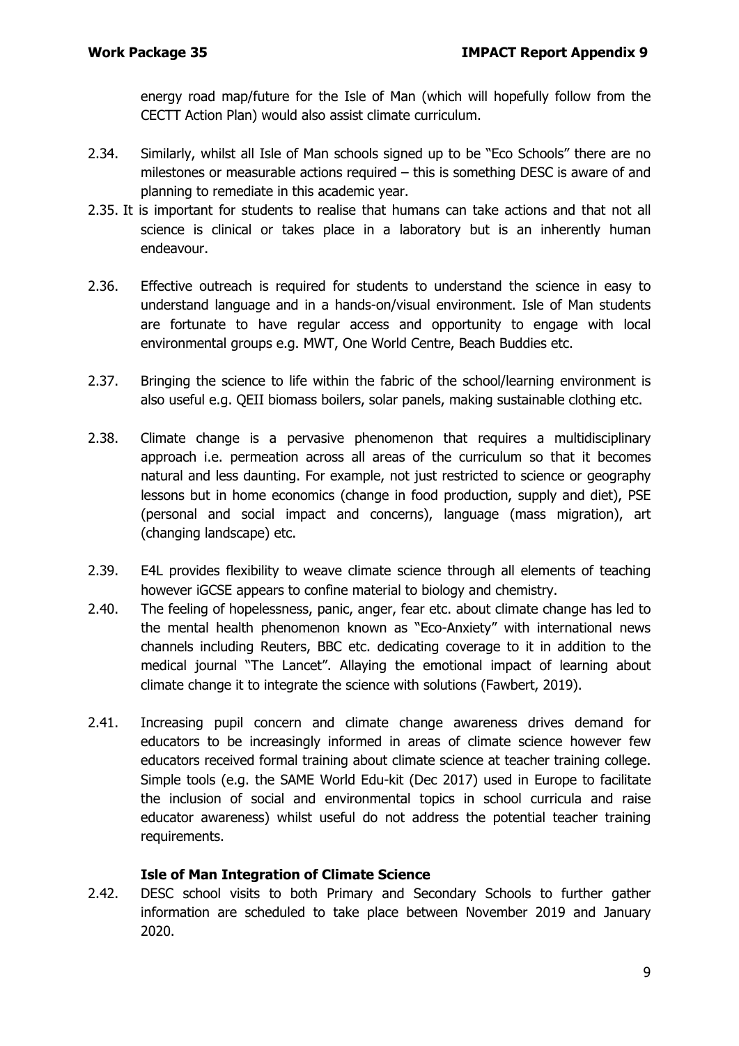energy road map/future for the Isle of Man (which will hopefully follow from the CECTT Action Plan) would also assist climate curriculum.

2.34. Similarly, whilst all Isle of Man schools signed up to be "Eco Schools" there are no milestones or measurable actions required – this is something DESC is aware of and planning to remediate in this academic year.

2.35. It is important for students to realise that humans can take actions and that not all science is clinical or takes place in a laboratory but is an inherently human endeavour.

2.36. Effective outreach is required for students to understand the science in easy to understand language and in a hands-on/visual environment. Isle of Man students are fortunate to have regular access and opportunity to engage with local environmental groups e.g. MWT, One World Centre, Beach Buddies etc.

2.37. Bringing the science to life within the fabric of the school/learning environment is also useful e.g. QEII biomass boilers, solar panels, making sustainable clothing etc.

2.38. Climate change is a pervasive phenomenon that requires a multidisciplinary approach i.e. permeation across all areas of the curriculum so that it becomes natural and less daunting. For example, not just restricted to science or geography lessons but in home economics (change in food production, supply and diet), PSE (personal and social impact and concerns), language (mass migration), art (changing landscape) etc.

2.39. E4L provides flexibility to weave climate science through all elements of teaching however iGCSE appears to confine material to biology and chemistry.

2.40. The feeling of hopelessness, panic, anger, fear etc. about climate change has led to the mental health phenomenon known as "Eco-Anxiety" with international news channels including Reuters, BBC etc. dedicating coverage to it in addition to the medical journal "The Lancet". Allaying the emotional impact of learning about climate change it to integrate the science with solutions (Fawbert, 2019).

2.41. Increasing pupil concern and climate change awareness drives demand for educators to be increasingly informed in areas of climate science however few educators received formal training about climate science at teacher training college. Simple tools (e.g. the SAME World Edu-kit (Dec 2017) used in Europe to facilitate the inclusion of social and environmental topics in school curricula and raise educator awareness) whilst useful do not address the potential teacher training requirements.

### Isle of Man Integration of Climate Science

2.42. DESC school visits to both Primary and Secondary Schools to further gather information are scheduled to take place between November 2019 and January 2020.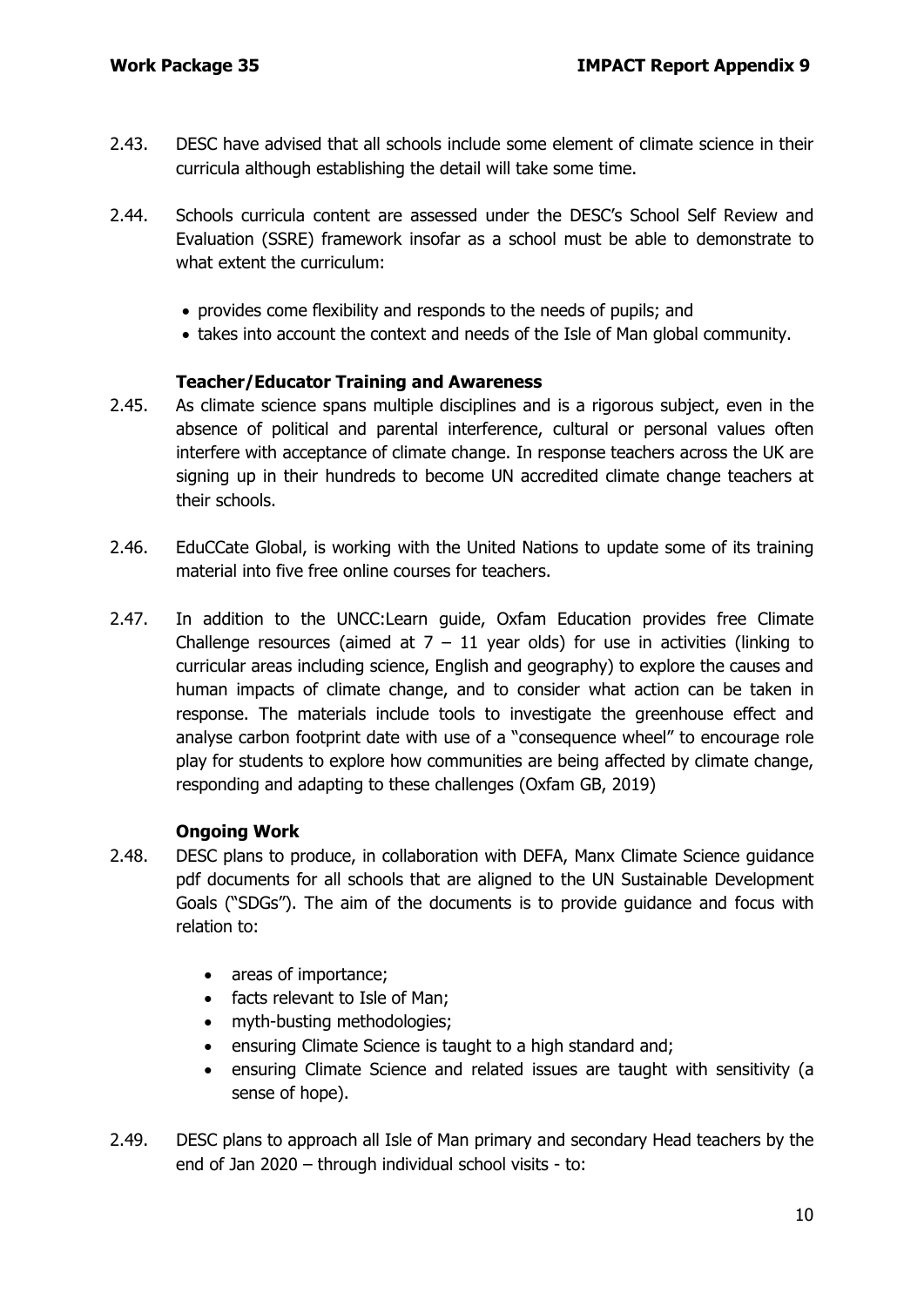2.43. DESC have advised that all schools include some element of climate science in their curricula although establishing the detail will take some time.

2.44. Schools curricula content are assessed under the DESC's School Self Review and Evaluation (SSRE) framework insofar as a school must be able to demonstrate to what extent the curriculum:

- provides come flexibility and responds to the needs of pupils; and
- takes into account the context and needs of the Isle of Man global community.

### Teacher/Educator Training and Awareness

2.45. As climate science spans multiple disciplines and is a rigorous subject, even in the absence of political and parental interference, cultural or personal values often interfere with acceptance of climate change. In response teachers across the UK are signing up in their hundreds to become UN accredited climate change teachers at their schools.

2.46. EduCCate Global, is working with the United Nations to update some of its training material into five free online courses for teachers.

2.47. In addition to the UNCC:Learn guide, Oxfam Education provides free Climate Challenge resources (aimed at 7 – 11 year olds) for use in activities (linking to curricular areas including science, English and geography) to explore the causes and human impacts of climate change, and to consider what action can be taken in response. The materials include tools to investigate the greenhouse effect and analyse carbon footprint date with use of a "consequence wheel" to encourage role play for students to explore how communities are being affected by climate change, responding and adapting to these challenges (Oxfam GB, 2019)

### Ongoing Work

2.48. DESC plans to produce, in collaboration with DEFA, Manx Climate Science guidance pdf documents for all schools that are aligned to the UN Sustainable Development Goals ("SDGs"). The aim of the documents is to provide guidance and focus with relation to:

- areas of importance;
- facts relevant to Isle of Man;
- myth-busting methodologies;
- ensuring Climate Science is taught to a high standard and;
- ensuring Climate Science and related issues are taught with sensitivity (a sense of hope).

2.49. DESC plans to approach all Isle of Man primary and secondary Head teachers by the end of Jan 2020 – through individual school visits - to: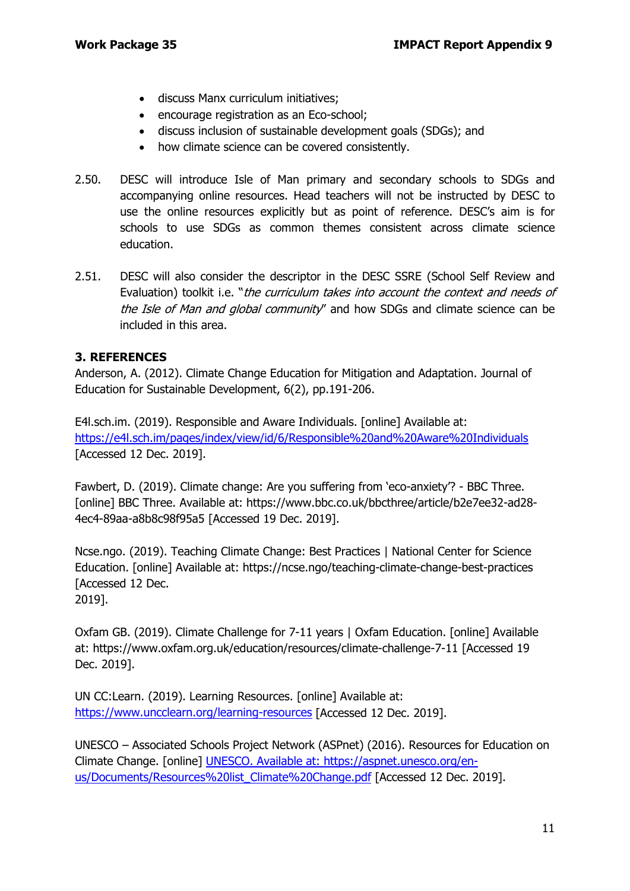- discuss Manx curriculum initiatives;
- encourage registration as an Eco-school;
- discuss inclusion of sustainable development goals (SDGs); and
- how climate science can be covered consistently.

2.50. DESC will introduce Isle of Man primary and secondary schools to SDGs and accompanying online resources. Head teachers will not be instructed by DESC to use the online resources explicitly but as point of reference. DESC's aim is for schools to use SDGs as common themes consistent across climate science education.

2.51. DESC will also consider the descriptor in the DESC SSRE (School Self Review and Evaluation) toolkit i.e. "*the curriculum takes into account the context and needs of the Isle of Man and global community*" and how SDGs and climate science can be included in this area.

**3. REFERENCES**

Anderson, A. (2012). Climate Change Education for Mitigation and Adaptation. Journal of Education for Sustainable Development, 6(2), pp.191-206.

E4l.sch.im. (2019). Responsible and Aware Individuals. [online] Available at: https://e4l.sch.im/pages/index/view/id/6/Responsible%20and%20Aware%20Individuals [Accessed 12 Dec. 2019].

Fawbert, D. (2019). Climate change: Are you suffering from 'eco-anxiety'? - BBC Three. [online] BBC Three. Available at: https://www.bbc.co.uk/bbcthree/article/b2e7ee32-ad28-4ec4-89aa-a8b8c98f95a5 [Accessed 19 Dec. 2019].

Ncse.ngo. (2019). Teaching Climate Change: Best Practices | National Center for Science Education. [online] Available at: https://ncse.ngo/teaching-climate-change-best-practices [Accessed 12 Dec. 2019].

Oxfam GB. (2019). Climate Challenge for 7-11 years | Oxfam Education. [online] Available at: https://www.oxfam.org.uk/education/resources/climate-challenge-7-11 [Accessed 19 Dec. 2019].

UN CC:Learn. (2019). Learning Resources. [online] Available at: https://www.uncclearn.org/learning-resources [Accessed 12 Dec. 2019].

UNESCO – Associated Schools Project Network (ASPnet) (2016). Resources for Education on Climate Change. [online] UNESCO. Available at: https://aspnet.unesco.org/en-us/Documents/Resources%20list_Climate%20Change.pdf [Accessed 12 Dec. 2019].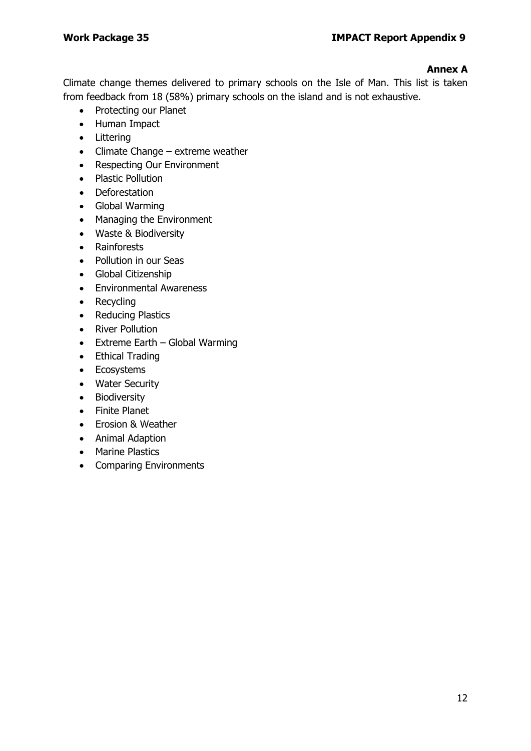**Annex A**

Climate change themes delivered to primary schools on the Isle of Man. This list is taken from feedback from 18 (58%) primary schools on the island and is not exhaustive.

- Protecting our Planet
- Human Impact
- Littering
- Climate Change – extreme weather
- Respecting Our Environment
- Plastic Pollution
- Deforestation
- Global Warming
- Managing the Environment
- Waste & Biodiversity
- Rainforests
- Pollution in our Seas
- Global Citizenship
- Environmental Awareness
- Recycling
- Reducing Plastics
- River Pollution
- Extreme Earth – Global Warming
- Ethical Trading
- Ecosystems
- Water Security
- Biodiversity
- Finite Planet
- Erosion & Weather
- Animal Adaption
- Marine Plastics
- Comparing Environments